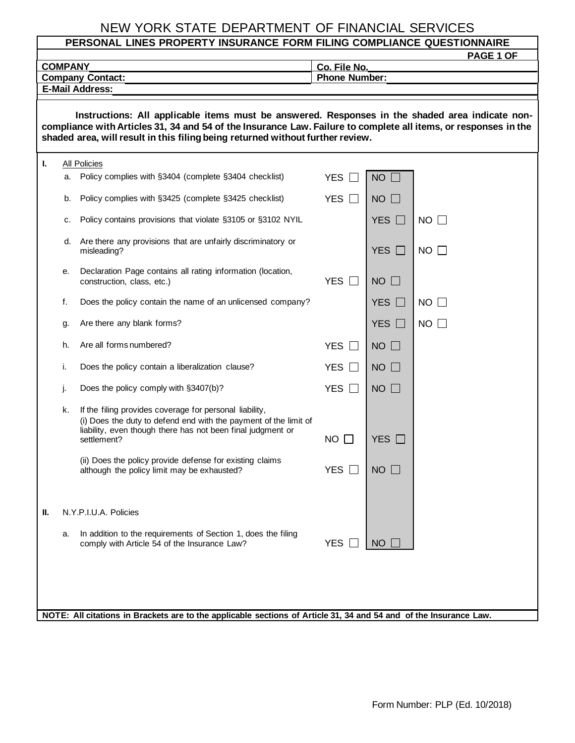# NEW YORK STATE DEPARTMENT OF FINANCIAL SERVICES

## PERSONAL LINES PROPERTY INSURANCE FORM FILING COMPLIANCE QUESTIONNAIRE

**PAGE 1 OF**

| | |
|---|---|
| **COMPANY** | **Co. File No.** |
| **Company Contact:** | **Phone Number:** |
| **E-Mail Address:** | |

**Instructions: All applicable items must be answered. Responses in the shaded area indicate non-compliance with Articles 31, 34 and 54 of the Insurance Law. Failure to complete all items, or responses in the shaded area, will result in this filing being returned without further review.**

| | | | | | |
|---|---|---|---|---|---|
| **I.** | | All Policies | | | |
| | a. | Policy complies with §3404 (complete §3404 checklist) | YES ☐ | NO ☐ | |
| | b. | Policy complies with §3425 (complete §3425 checklist) | YES ☐ | NO ☐ | |
| | c. | Policy contains provisions that violate §3105 or §3102 NYIL | | YES ☐ | NO ☐ |
| | d. | Are there any provisions that are unfairly discriminatory or misleading? | | YES ☐ | NO ☐ |
| | e. | Declaration Page contains all rating information (location, construction, class, etc.) | YES ☐ | NO ☐ | |
| | f. | Does the policy contain the name of an unlicensed company? | | YES ☐ | NO ☐ |
| | g. | Are there any blank forms? | | YES ☐ | NO ☐ |
| | h. | Are all forms numbered? | YES ☐ | NO ☐ | |
| | i. | Does the policy contain a liberalization clause? | YES ☐ | NO ☐ | |
| | j. | Does the policy comply with §3407(b)? | YES ☐ | NO ☐ | |
| | k. | If the filing provides coverage for personal liability, (i) Does the duty to defend end with the payment of the limit of liability, even though there has not been final judgment or settlement? | NO ☐ | YES ☐ | |
| | | (ii) Does the policy provide defense for existing claims although the policy limit may be exhausted? | YES ☐ | NO ☐ | |
| **II.** | | N.Y.P.I.U.A. Policies | | | |
| | a. | In addition to the requirements of Section 1, does the filing comply with Article 54 of the Insurance Law? | YES ☐ | NO ☐ | |

**NOTE: All citations in Brackets are to the applicable sections of Article 31, 34 and 54 and of the Insurance Law.**

Form Number: PLP (Ed. 10/2018)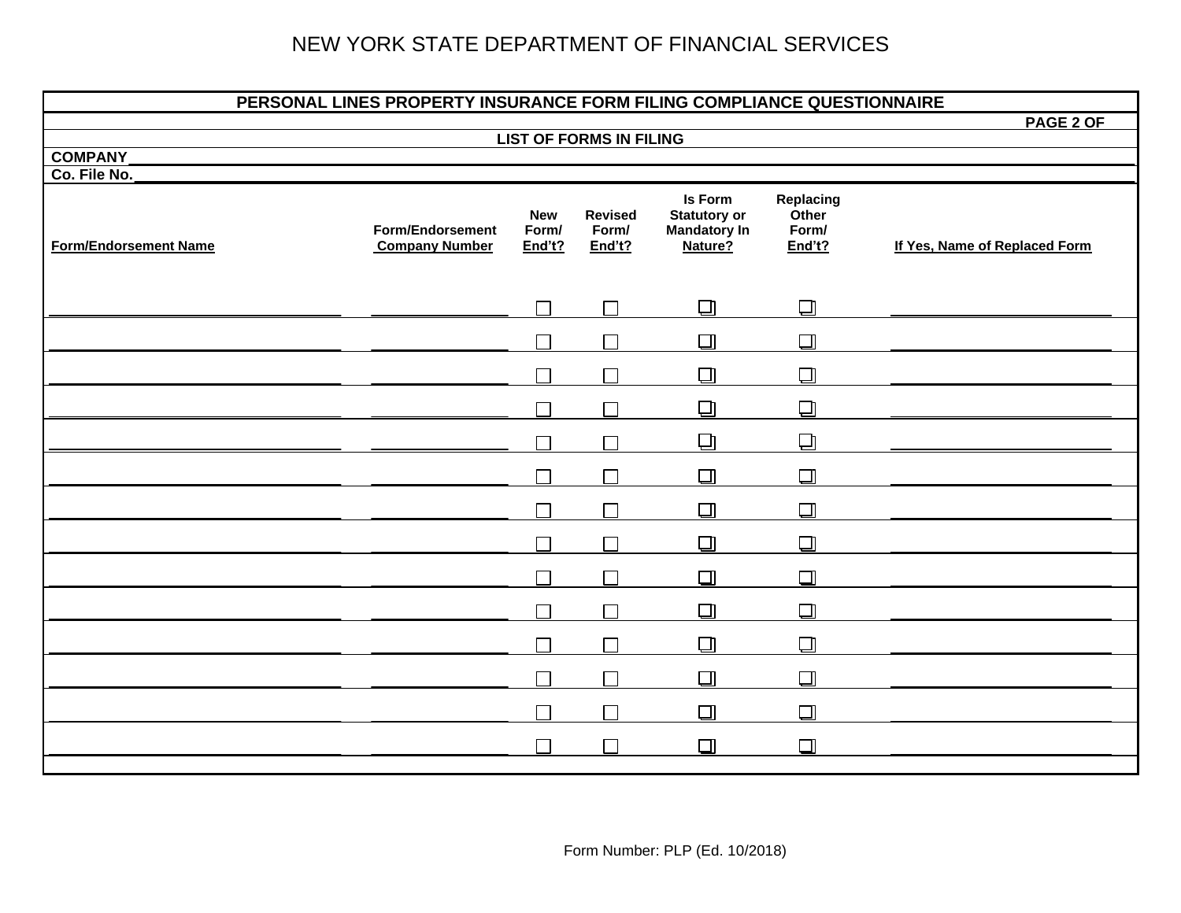NEW YORK STATE DEPARTMENT OF FINANCIAL SERVICES

## PERSONAL LINES PROPERTY INSURANCE FORM FILING COMPLIANCE QUESTIONNAIRE

**PAGE 2 OF**

**LIST OF FORMS IN FILING**

**COMPANY**\_\_\_\_\_\_\_\_\_\_\_\_\_\_\_\_\_\_\_\_\_\_\_\_\_\_\_\_\_\_\_\_\_\_\_\_\_\_\_\_

**Co. File No.**\_\_\_\_\_\_\_\_\_\_\_\_\_\_\_\_\_\_\_\_\_\_\_\_\_\_\_\_\_\_\_\_\_\_\_\_\_\_\_\_

| Form/Endorsement Name | Form/Endorsement Company Number | New Form/ End't? | Revised Form/ End't? | Is Form Statutory or Mandatory In Nature? | Replacing Other Form/ End't? | If Yes, Name of Replaced Form |
|---|---|---|---|---|---|---|
| | | ☐ | ☐ | ☐ | ☐ | |
| | | ☐ | ☐ | ☐ | ☐ | |
| | | ☐ | ☐ | ☐ | ☐ | |
| | | ☐ | ☐ | ☐ | ☐ | |
| | | ☐ | ☐ | ☐ | ☐ | |
| | | ☐ | ☐ | ☐ | ☐ | |
| | | ☐ | ☐ | ☐ | ☐ | |
| | | ☐ | ☐ | ☐ | ☐ | |
| | | ☐ | ☐ | ☐ | ☐ | |
| | | ☐ | ☐ | ☐ | ☐ | |
| | | ☐ | ☐ | ☐ | ☐ | |
| | | ☐ | ☐ | ☐ | ☐ | |
| | | ☐ | ☐ | ☐ | ☐ | |
| | | ☐ | ☐ | ☐ | ☐ | |

Form Number: PLP (Ed. 10/2018)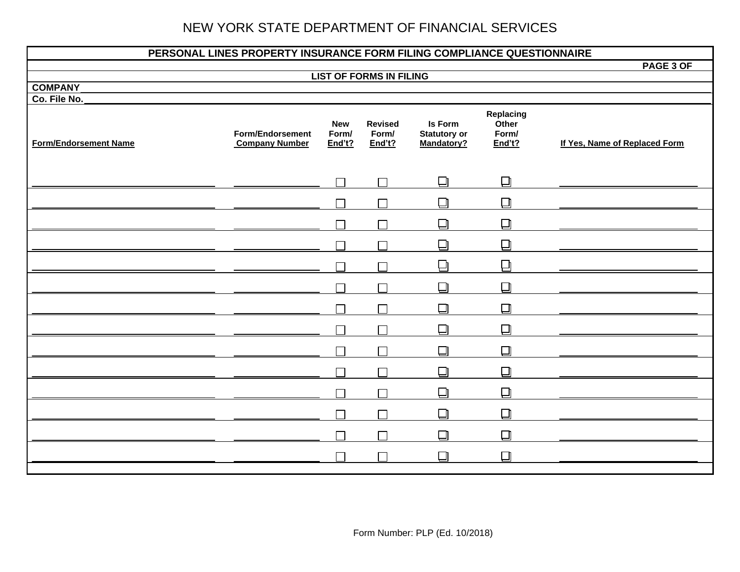# NEW YORK STATE DEPARTMENT OF FINANCIAL SERVICES

## PERSONAL LINES PROPERTY INSURANCE FORM FILING COMPLIANCE QUESTIONNAIRE

**PAGE 3 OF**

**LIST OF FORMS IN FILING**

**COMPANY** ______________________________

**Co. File No.** ______________________________

| Form/Endorsement Name | Form/Endorsement Company Number | New Form/ End't? | Revised Form/ End't? | Is Form Statutory or Mandatory? | Replacing Other Form/ End't? | If Yes, Name of Replaced Form |
|---|---|---|---|---|---|---|
| | | ☐ | ☐ | ☐ | ☐ | |
| | | ☐ | ☐ | ☐ | ☐ | |
| | | ☐ | ☐ | ☐ | ☐ | |
| | | ☐ | ☐ | ☐ | ☐ | |
| | | ☐ | ☐ | ☐ | ☐ | |
| | | ☐ | ☐ | ☐ | ☐ | |
| | | ☐ | ☐ | ☐ | ☐ | |
| | | ☐ | ☐ | ☐ | ☐ | |
| | | ☐ | ☐ | ☐ | ☐ | |
| | | ☐ | ☐ | ☐ | ☐ | |
| | | ☐ | ☐ | ☐ | ☐ | |
| | | ☐ | ☐ | ☐ | ☐ | |
| | | ☐ | ☐ | ☐ | ☐ | |
| | | ☐ | ☐ | ☐ | ☐ | |

Form Number: PLP (Ed. 10/2018)